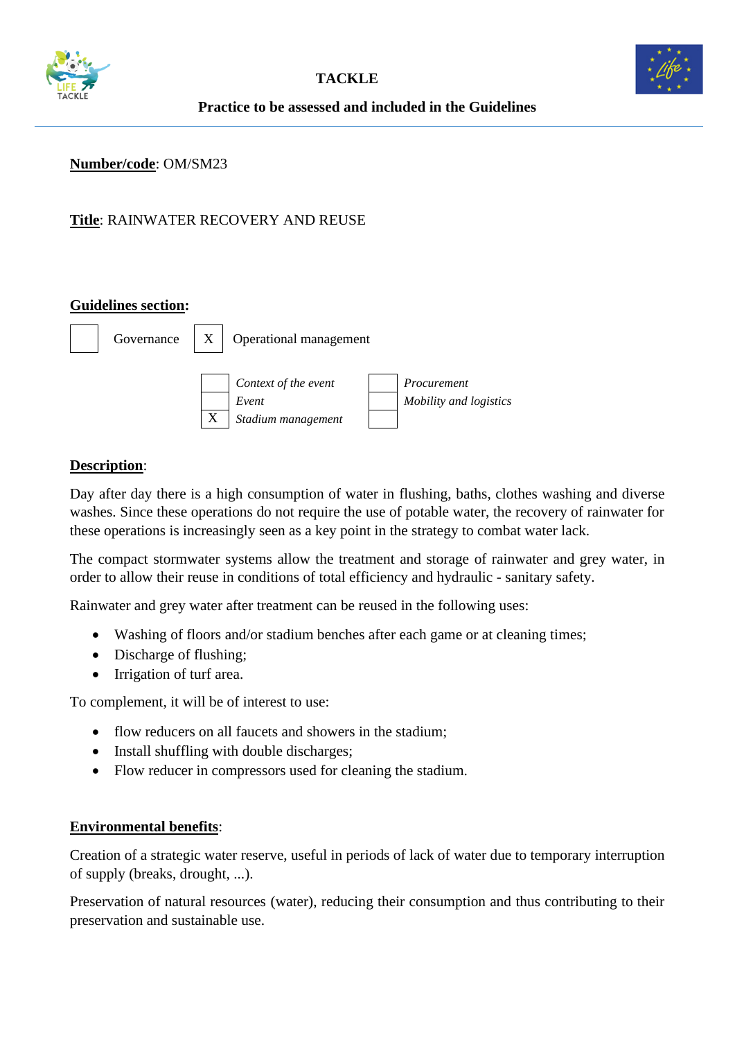**TACKLE**

**Practice to be assessed and included in the Guidelines**

**Number/code**: OM/SM23

**Title**: RAINWATER RECOVERY AND REUSE

**Guidelines section:**

| | Governance | X | Operational management |
|---|---|---|---|

| | | | |
|---|---|---|---|
| | *Context of the event* | | *Procurement* |
| | *Event* | | *Mobility and logistics* |
| X | *Stadium management* | | |

**Description**:

Day after day there is a high consumption of water in flushing, baths, clothes washing and diverse washes. Since these operations do not require the use of potable water, the recovery of rainwater for these operations is increasingly seen as a key point in the strategy to combat water lack.

The compact stormwater systems allow the treatment and storage of rainwater and grey water, in order to allow their reuse in conditions of total efficiency and hydraulic - sanitary safety.

Rainwater and grey water after treatment can be reused in the following uses:

- Washing of floors and/or stadium benches after each game or at cleaning times;
- Discharge of flushing;
- Irrigation of turf area.

To complement, it will be of interest to use:

- flow reducers on all faucets and showers in the stadium;
- Install shuffling with double discharges;
- Flow reducer in compressors used for cleaning the stadium.

**Environmental benefits**:

Creation of a strategic water reserve, useful in periods of lack of water due to temporary interruption of supply (breaks, drought, ...).

Preservation of natural resources (water), reducing their consumption and thus contributing to their preservation and sustainable use.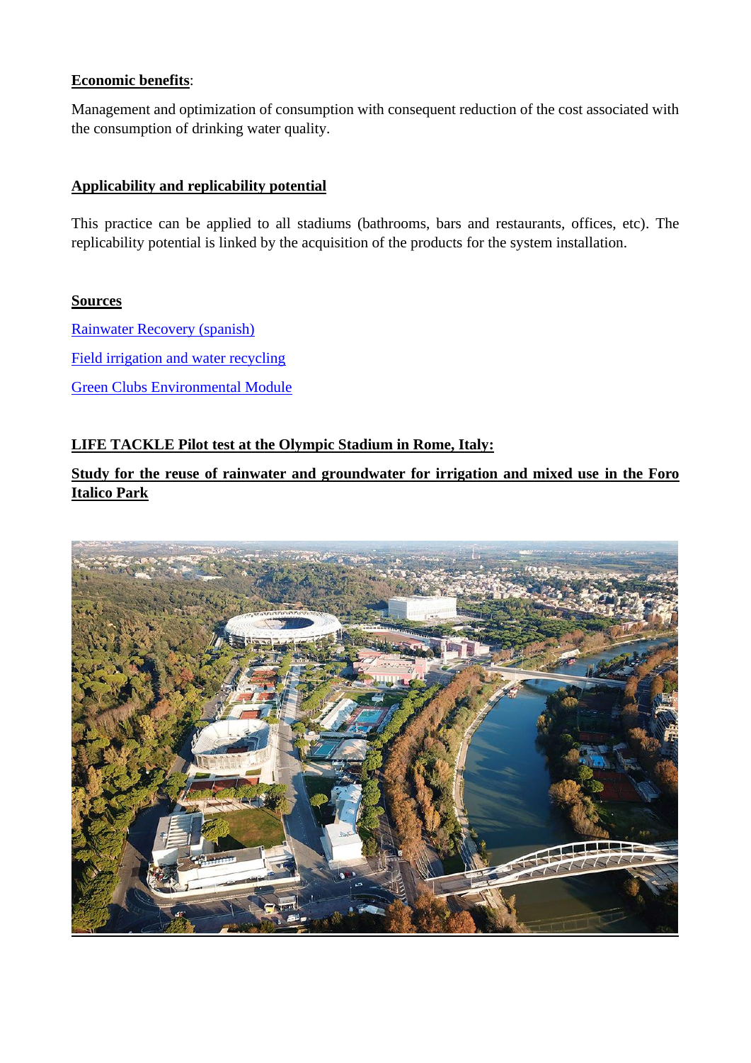**Economic benefits**:

Management and optimization of consumption with consequent reduction of the cost associated with the consumption of drinking water quality.

**Applicability and replicability potential**

This practice can be applied to all stadiums (bathrooms, bars and restaurants, offices, etc). The replicability potential is linked by the acquisition of the products for the system installation.

**Sources**

Rainwater Recovery (spanish)

Field irrigation and water recycling

Green Clubs Environmental Module

**LIFE TACKLE Pilot test at the Olympic Stadium in Rome, Italy:**

**Study for the reuse of rainwater and groundwater for irrigation and mixed use in the Foro Italico Park**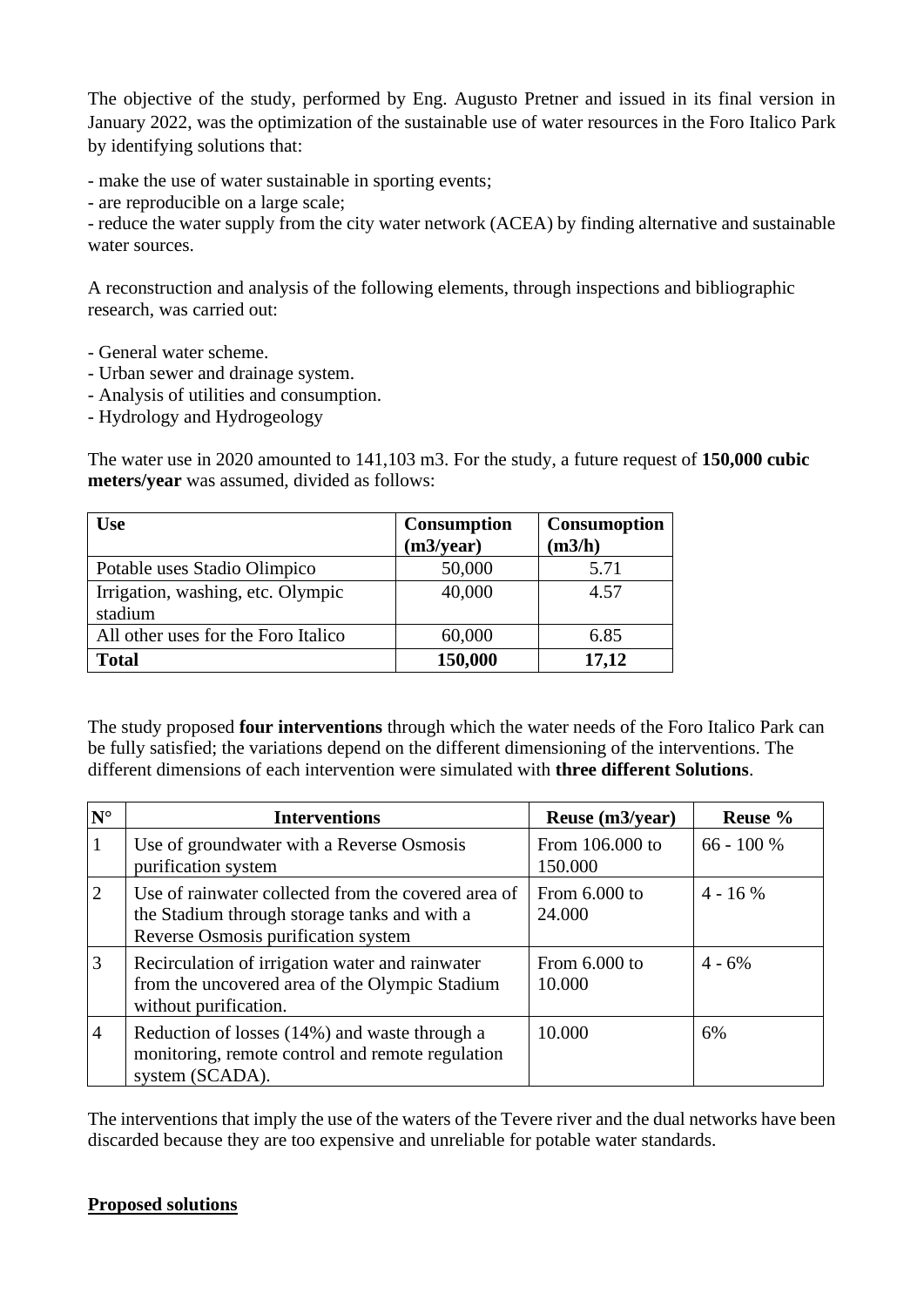The objective of the study, performed by Eng. Augusto Pretner and issued in its final version in January 2022, was the optimization of the sustainable use of water resources in the Foro Italico Park by identifying solutions that:

- make the use of water sustainable in sporting events;
- are reproducible on a large scale;
- reduce the water supply from the city water network (ACEA) by finding alternative and sustainable water sources.

A reconstruction and analysis of the following elements, through inspections and bibliographic research, was carried out:

- General water scheme.
- Urban sewer and drainage system.
- Analysis of utilities and consumption.
- Hydrology and Hydrogeology

The water use in 2020 amounted to 141,103 m3. For the study, a future request of **150,000 cubic meters/year** was assumed, divided as follows:

| **Use** | **Consumption (m3/year)** | **Consumoption (m3/h)** |
|---|---|---|
| Potable uses Stadio Olimpico | 50,000 | 5.71 |
| Irrigation, washing, etc. Olympic stadium | 40,000 | 4.57 |
| All other uses for the Foro Italico | 60,000 | 6.85 |
| **Total** | **150,000** | **17,12** |

The study proposed **four interventions** through which the water needs of the Foro Italico Park can be fully satisfied; the variations depend on the different dimensioning of the interventions. The different dimensions of each intervention were simulated with **three different Solutions**.

| **N°** | **Interventions** | **Reuse (m3/year)** | **Reuse %** |
|---|---|---|---|
| 1 | Use of groundwater with a Reverse Osmosis purification system | From 106.000 to 150.000 | 66 - 100 % |
| 2 | Use of rainwater collected from the covered area of the Stadium through storage tanks and with a Reverse Osmosis purification system | From 6.000 to 24.000 | 4 - 16 % |
| 3 | Recirculation of irrigation water and rainwater from the uncovered area of the Olympic Stadium without purification. | From 6.000 to 10.000 | 4 - 6% |
| 4 | Reduction of losses (14%) and waste through a monitoring, remote control and remote regulation system (SCADA). | 10.000 | 6% |

The interventions that imply the use of the waters of the Tevere river and the dual networks have been discarded because they are too expensive and unreliable for potable water standards.

**Proposed solutions**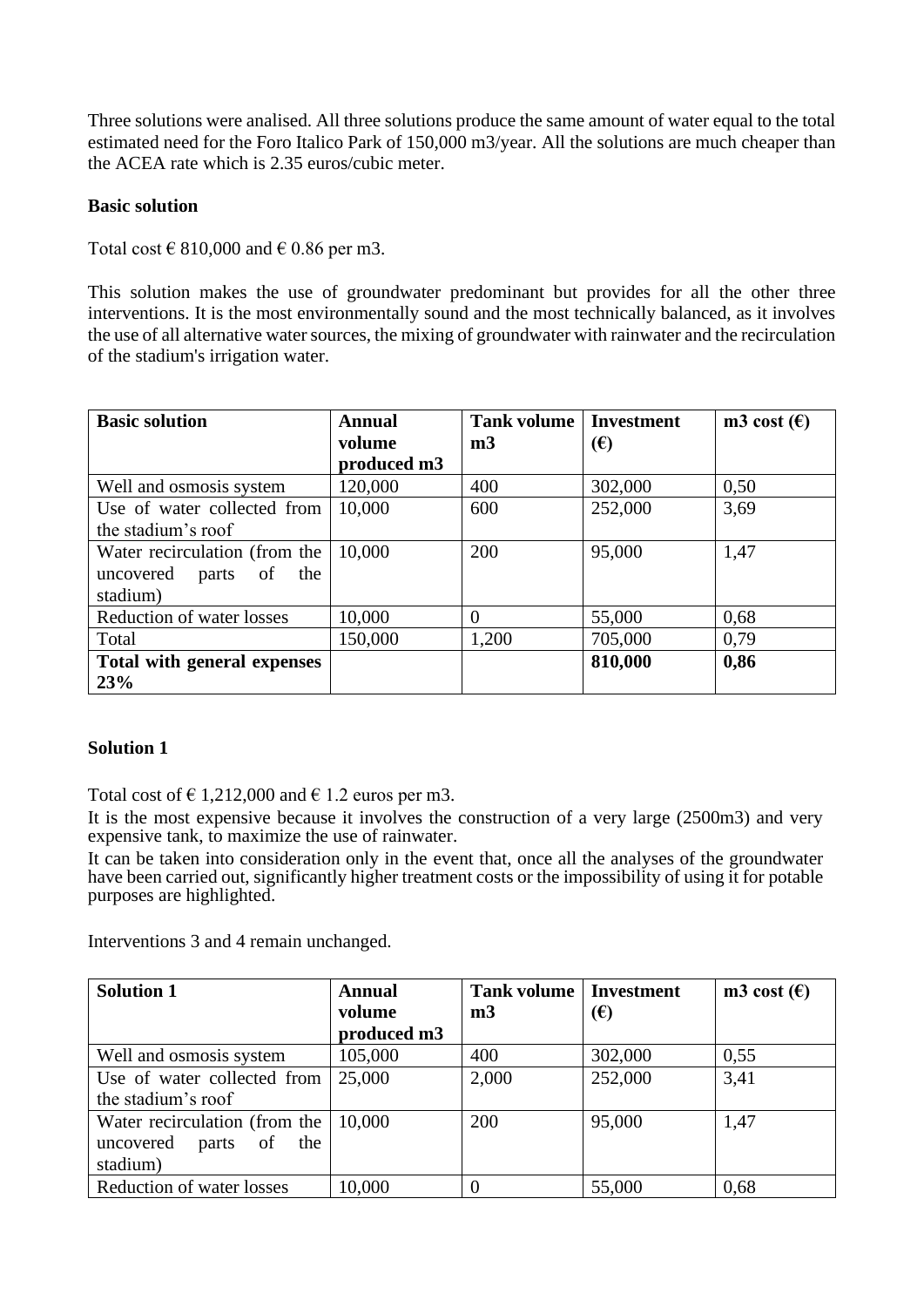Three solutions were analised. All three solutions produce the same amount of water equal to the total estimated need for the Foro Italico Park of 150,000 m3/year. All the solutions are much cheaper than the ACEA rate which is 2.35 euros/cubic meter.

**Basic solution**

Total cost € 810,000 and € 0.86 per m3.

This solution makes the use of groundwater predominant but provides for all the other three interventions. It is the most environmentally sound and the most technically balanced, as it involves the use of all alternative water sources, the mixing of groundwater with rainwater and the recirculation of the stadium's irrigation water.

| **Basic solution** | **Annual volume produced m3** | **Tank volume m3** | **Investment (€)** | **m3 cost (€)** |
|---|---|---|---|---|
| Well and osmosis system | 120,000 | 400 | 302,000 | 0,50 |
| Use of water collected from the stadium's roof | 10,000 | 600 | 252,000 | 3,69 |
| Water recirculation (from the uncovered parts of the stadium) | 10,000 | 200 | 95,000 | 1,47 |
| Reduction of water losses | 10,000 | 0 | 55,000 | 0,68 |
| Total | 150,000 | 1,200 | 705,000 | 0,79 |
| **Total with general expenses 23%** | | | **810,000** | **0,86** |

**Solution 1**

Total cost of € 1,212,000 and € 1.2 euros per m3.

It is the most expensive because it involves the construction of a very large (2500m3) and very expensive tank, to maximize the use of rainwater.

It can be taken into consideration only in the event that, once all the analyses of the groundwater have been carried out, significantly higher treatment costs or the impossibility of using it for potable purposes are highlighted.

Interventions 3 and 4 remain unchanged.

| **Solution 1** | **Annual volume produced m3** | **Tank volume m3** | **Investment (€)** | **m3 cost (€)** |
|---|---|---|---|---|
| Well and osmosis system | 105,000 | 400 | 302,000 | 0,55 |
| Use of water collected from the stadium's roof | 25,000 | 2,000 | 252,000 | 3,41 |
| Water recirculation (from the uncovered parts of the stadium) | 10,000 | 200 | 95,000 | 1,47 |
| Reduction of water losses | 10,000 | 0 | 55,000 | 0,68 |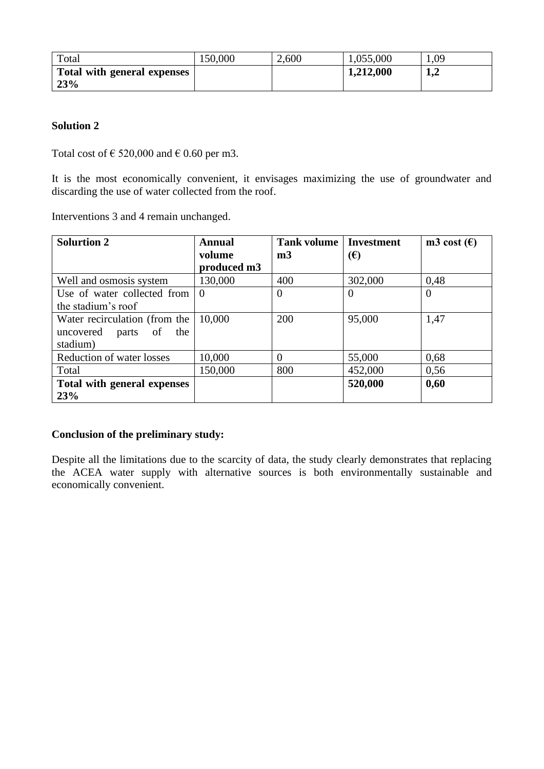| | | | | |
|---|---|---|---|---|
| Total | 150,000 | 2,600 | 1,055,000 | 1,09 |
| **Total with general expenses 23%** | | | **1,212,000** | **1,2** |

**Solution 2**

Total cost of € 520,000 and € 0.60 per m3.

It is the most economically convenient, it envisages maximizing the use of groundwater and discarding the use of water collected from the roof.

Interventions 3 and 4 remain unchanged.

| **Solurtion 2** | **Annual volume produced m3** | **Tank volume m3** | **Investment (€)** | **m3 cost (€)** |
|---|---|---|---|---|
| Well and osmosis system | 130,000 | 400 | 302,000 | 0,48 |
| Use of water collected from the stadium's roof | 0 | 0 | 0 | 0 |
| Water recirculation (from the uncovered parts of the stadium) | 10,000 | 200 | 95,000 | 1,47 |
| Reduction of water losses | 10,000 | 0 | 55,000 | 0,68 |
| Total | 150,000 | 800 | 452,000 | 0,56 |
| **Total with general expenses 23%** | | | **520,000** | **0,60** |

**Conclusion of the preliminary study:**

Despite all the limitations due to the scarcity of data, the study clearly demonstrates that replacing the ACEA water supply with alternative sources is both environmentally sustainable and economically convenient.